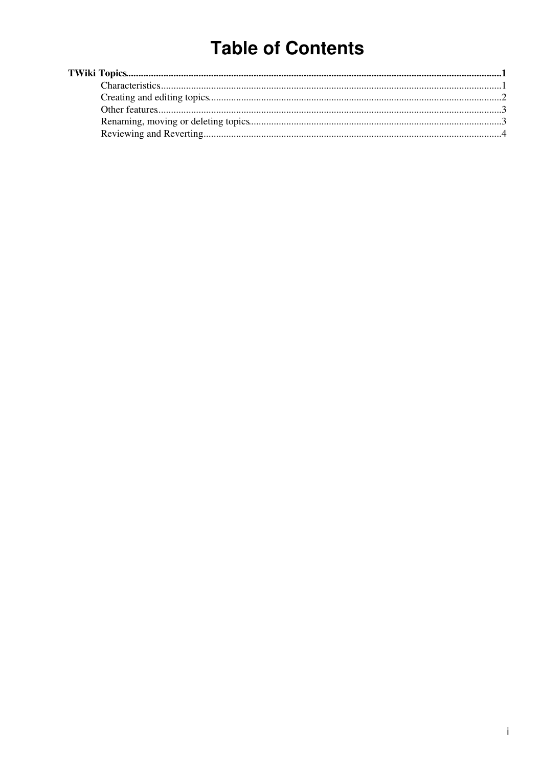# Table of Contents

**TWiki Topics** ..... **1**

- Characteristics ..... 1
- Creating and editing topics ..... 2
- Other features ..... 3
- Renaming, moving or deleting topics ..... 3
- Reviewing and Reverting ..... 4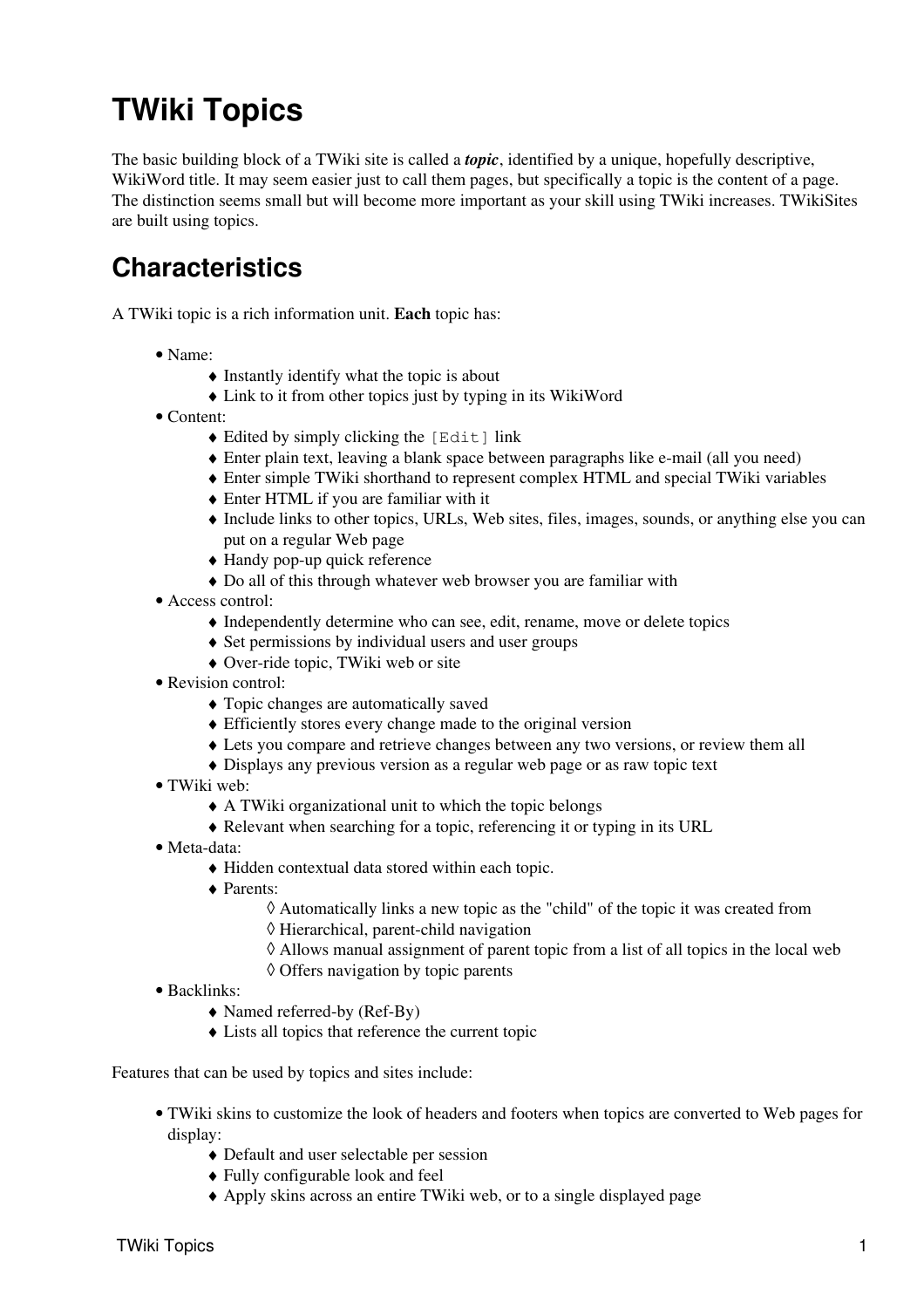# TWiki Topics

The basic building block of a TWiki site is called a ***topic***, identified by a unique, hopefully descriptive, WikiWord title. It may seem easier just to call them pages, but specifically a topic is the content of a page. The distinction seems small but will become more important as your skill using TWiki increases. TWikiSites are built using topics.

## Characteristics

A TWiki topic is a rich information unit. **Each** topic has:

- Name:
    - Instantly identify what the topic is about
    - Link to it from other topics just by typing in its WikiWord
- Content:
    - Edited by simply clicking the `[Edit]` link
    - Enter plain text, leaving a blank space between paragraphs like e-mail (all you need)
    - Enter simple TWiki shorthand to represent complex HTML and special TWiki variables
    - Enter HTML if you are familiar with it
    - Include links to other topics, URLs, Web sites, files, images, sounds, or anything else you can put on a regular Web page
    - Handy pop-up quick reference
    - Do all of this through whatever web browser you are familiar with
- Access control:
    - Independently determine who can see, edit, rename, move or delete topics
    - Set permissions by individual users and user groups
    - Over-ride topic, TWiki web or site
- Revision control:
    - Topic changes are automatically saved
    - Efficiently stores every change made to the original version
    - Lets you compare and retrieve changes between any two versions, or review them all
    - Displays any previous version as a regular web page or as raw topic text
- TWiki web:
    - A TWiki organizational unit to which the topic belongs
    - Relevant when searching for a topic, referencing it or typing in its URL
- Meta-data:
    - Hidden contextual data stored within each topic.
    - Parents:
        - Automatically links a new topic as the "child" of the topic it was created from
        - Hierarchical, parent-child navigation
        - Allows manual assignment of parent topic from a list of all topics in the local web
        - Offers navigation by topic parents
- Backlinks:
    - Named referred-by (Ref-By)
    - Lists all topics that reference the current topic

Features that can be used by topics and sites include:

- TWiki skins to customize the look of headers and footers when topics are converted to Web pages for display:
    - Default and user selectable per session
    - Fully configurable look and feel
    - Apply skins across an entire TWiki web, or to a single displayed page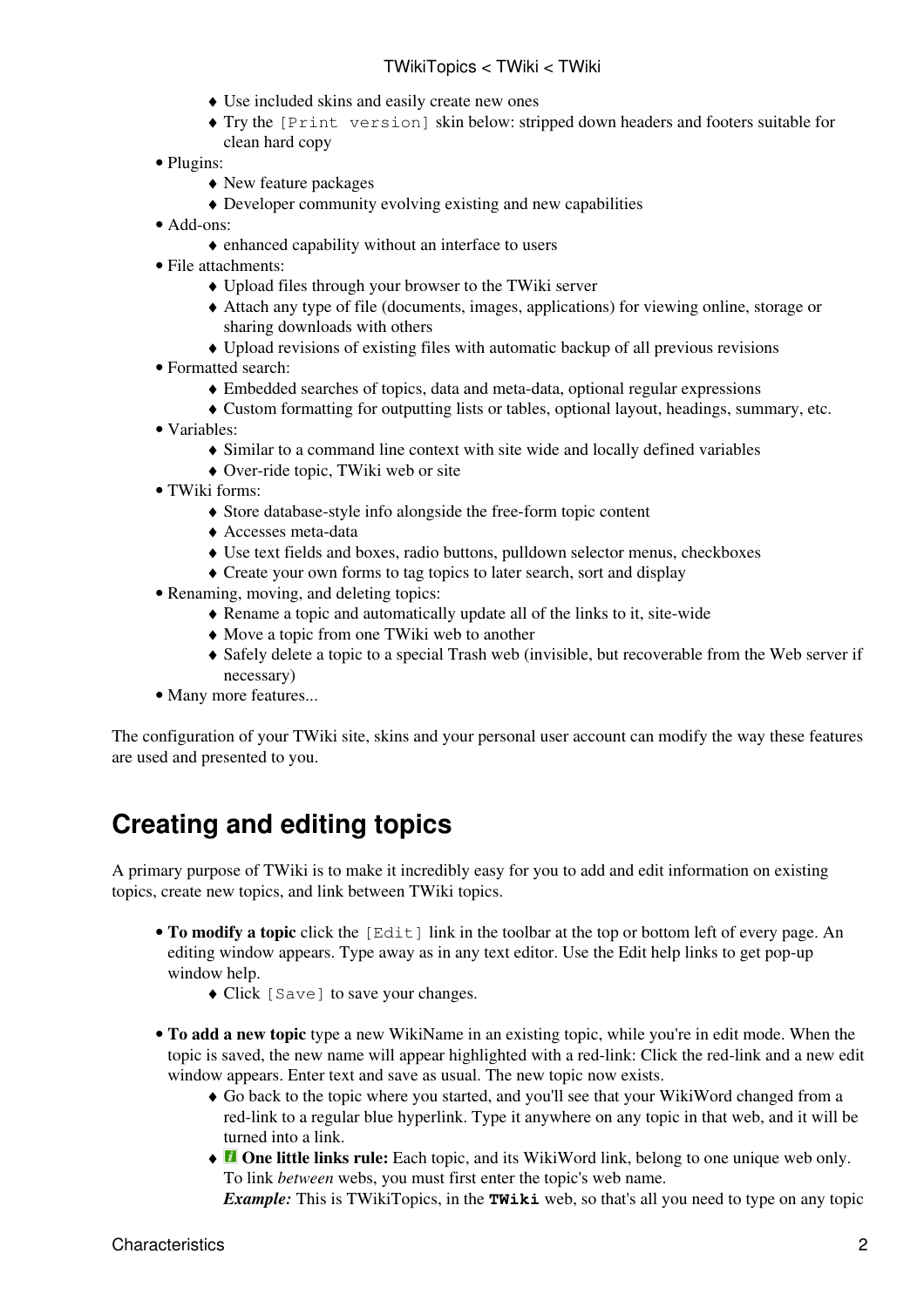- Use included skins and easily create new ones
    - Try the `[Print version]` skin below: stripped down headers and footers suitable for clean hard copy
- Plugins:
    - New feature packages
    - Developer community evolving existing and new capabilities
- Add-ons:
    - enhanced capability without an interface to users
- File attachments:
    - Upload files through your browser to the TWiki server
    - Attach any type of file (documents, images, applications) for viewing online, storage or sharing downloads with others
    - Upload revisions of existing files with automatic backup of all previous revisions
- Formatted search:
    - Embedded searches of topics, data and meta-data, optional regular expressions
    - Custom formatting for outputting lists or tables, optional layout, headings, summary, etc.
- Variables:
    - Similar to a command line context with site wide and locally defined variables
    - Over-ride topic, TWiki web or site
- TWiki forms:
    - Store database-style info alongside the free-form topic content
    - Accesses meta-data
    - Use text fields and boxes, radio buttons, pulldown selector menus, checkboxes
    - Create your own forms to tag topics to later search, sort and display
- Renaming, moving, and deleting topics:
    - Rename a topic and automatically update all of the links to it, site-wide
    - Move a topic from one TWiki web to another
    - Safely delete a topic to a special Trash web (invisible, but recoverable from the Web server if necessary)
- Many more features...

The configuration of your TWiki site, skins and your personal user account can modify the way these features are used and presented to you.

## Creating and editing topics

A primary purpose of TWiki is to make it incredibly easy for you to add and edit information on existing topics, create new topics, and link between TWiki topics.

- **To modify a topic** click the `[Edit]` link in the toolbar at the top or bottom left of every page. An editing window appears. Type away as in any text editor. Use the Edit help links to get pop-up window help.
    - Click `[Save]` to save your changes.
- **To add a new topic** type a new WikiName in an existing topic, while you're in edit mode. When the topic is saved, the new name will appear highlighted with a red-link: Click the red-link and a new edit window appears. Enter text and save as usual. The new topic now exists.
    - Go back to the topic where you started, and you'll see that your WikiWord changed from a red-link to a regular blue hyperlink. Type it anywhere on any topic in that web, and it will be turned into a link.
    - **One little links rule:** Each topic, and its WikiWord link, belong to one unique web only. To link *between* webs, you must first enter the topic's web name.
      ***Example:*** This is TWikiTopics, in the **`TWiki`** web, so that's all you need to type on any topic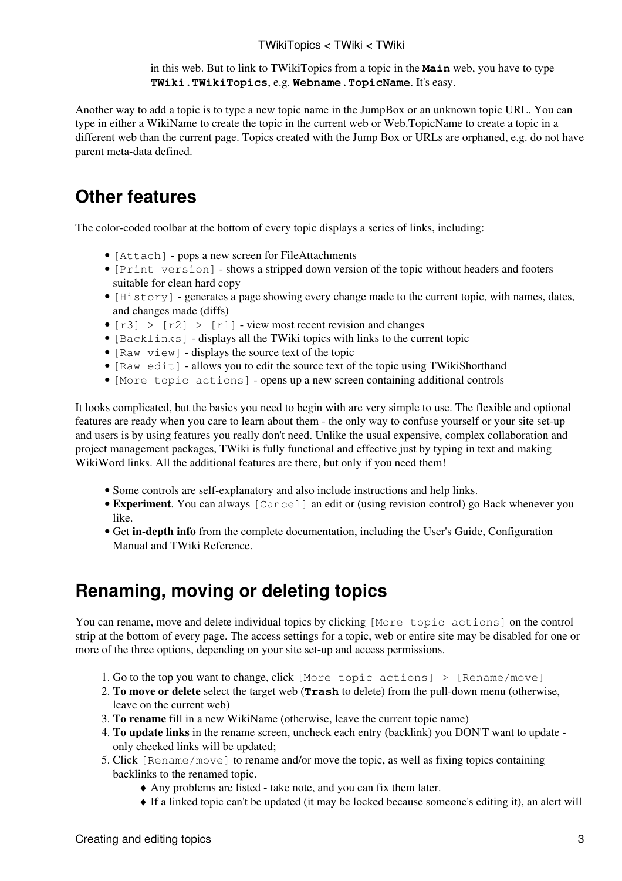in this web. But to link to TWikiTopics from a topic in the **`Main`** web, you have to type **`TWiki.TWikiTopics`**, e.g. **`Webname.TopicName`**. It's easy.

Another way to add a topic is to type a new topic name in the JumpBox or an unknown topic URL. You can type in either a WikiName to create the topic in the current web or Web.TopicName to create a topic in a different web than the current page. Topics created with the Jump Box or URLs are orphaned, e.g. do not have parent meta-data defined.

## Other features

The color-coded toolbar at the bottom of every topic displays a series of links, including:

- `[Attach]` - pops a new screen for FileAttachments
- `[Print version]` - shows a stripped down version of the topic without headers and footers suitable for clean hard copy
- `[History]` - generates a page showing every change made to the current topic, with names, dates, and changes made (diffs)
- `[r3] > [r2] > [r1]` - view most recent revision and changes
- `[Backlinks]` - displays all the TWiki topics with links to the current topic
- `[Raw view]` - displays the source text of the topic
- `[Raw edit]` - allows you to edit the source text of the topic using TWikiShorthand
- `[More topic actions]` - opens up a new screen containing additional controls

It looks complicated, but the basics you need to begin with are very simple to use. The flexible and optional features are ready when you care to learn about them - the only way to confuse yourself or your site set-up and users is by using features you really don't need. Unlike the usual expensive, complex collaboration and project management packages, TWiki is fully functional and effective just by typing in text and making WikiWord links. All the additional features are there, but only if you need them!

- Some controls are self-explanatory and also include instructions and help links.
- **Experiment**. You can always `[Cancel]` an edit or (using revision control) go Back whenever you like.
- Get **in-depth info** from the complete documentation, including the User's Guide, Configuration Manual and TWiki Reference.

## Renaming, moving or deleting topics

You can rename, move and delete individual topics by clicking `[More topic actions]` on the control strip at the bottom of every page. The access settings for a topic, web or entire site may be disabled for one or more of the three options, depending on your site set-up and access permissions.

1. Go to the top you want to change, click `[More topic actions] > [Rename/move]`
2. **To move or delete** select the target web (**`Trash`** to delete) from the pull-down menu (otherwise, leave on the current web)
3. **To rename** fill in a new WikiName (otherwise, leave the current topic name)
4. **To update links** in the rename screen, uncheck each entry (backlink) you DON'T want to update - only checked links will be updated;
5. Click `[Rename/move]` to rename and/or move the topic, as well as fixing topics containing backlinks to the renamed topic.
    - Any problems are listed - take note, and you can fix them later.
    - If a linked topic can't be updated (it may be locked because someone's editing it), an alert will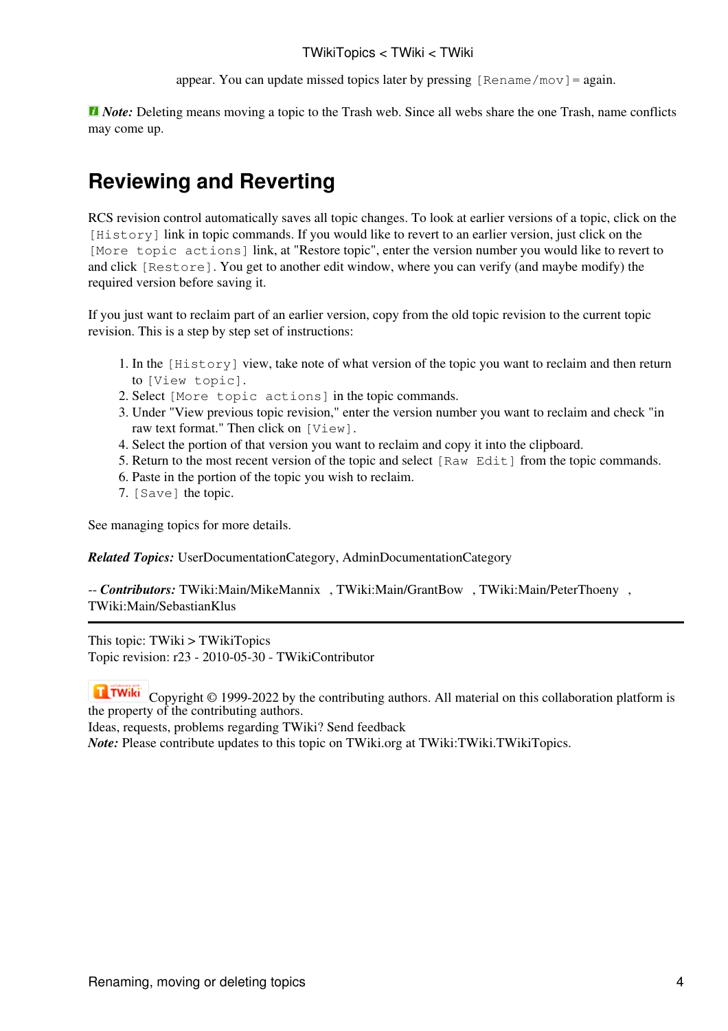appear. You can update missed topics later by pressing `[Rename/mov]` again.

***Note:*** Deleting means moving a topic to the Trash web. Since all webs share the one Trash, name conflicts may come up.

## Reviewing and Reverting

RCS revision control automatically saves all topic changes. To look at earlier versions of a topic, click on the `[History]` link in topic commands. If you would like to revert to an earlier version, just click on the `[More topic actions]` link, at "Restore topic", enter the version number you would like to revert to and click `[Restore]`. You get to another edit window, where you can verify (and maybe modify) the required version before saving it.

If you just want to reclaim part of an earlier version, copy from the old topic revision to the current topic revision. This is a step by step set of instructions:

1. In the `[History]` view, take note of what version of the topic you want to reclaim and then return to `[View topic]`.
2. Select `[More topic actions]` in the topic commands.
3. Under "View previous topic revision," enter the version number you want to reclaim and check "in raw text format." Then click on `[View]`.
4. Select the portion of that version you want to reclaim and copy it into the clipboard.
5. Return to the most recent version of the topic and select `[Raw Edit]` from the topic commands.
6. Paste in the portion of the topic you wish to reclaim.
7. `[Save]` the topic.

See managing topics for more details.

***Related Topics:*** UserDocumentationCategory, AdminDocumentationCategory

-- ***Contributors:*** TWiki:Main/MikeMannix , TWiki:Main/GrantBow , TWiki:Main/PeterThoeny , TWiki:Main/SebastianKlus

---

This topic: TWiki > TWikiTopics
Topic revision: r23 - 2010-05-30 - TWikiContributor

Copyright © 1999-2022 by the contributing authors. All material on this collaboration platform is the property of the contributing authors.
Ideas, requests, problems regarding TWiki? Send feedback
***Note:*** Please contribute updates to this topic on TWiki.org at TWiki:TWiki.TWikiTopics.